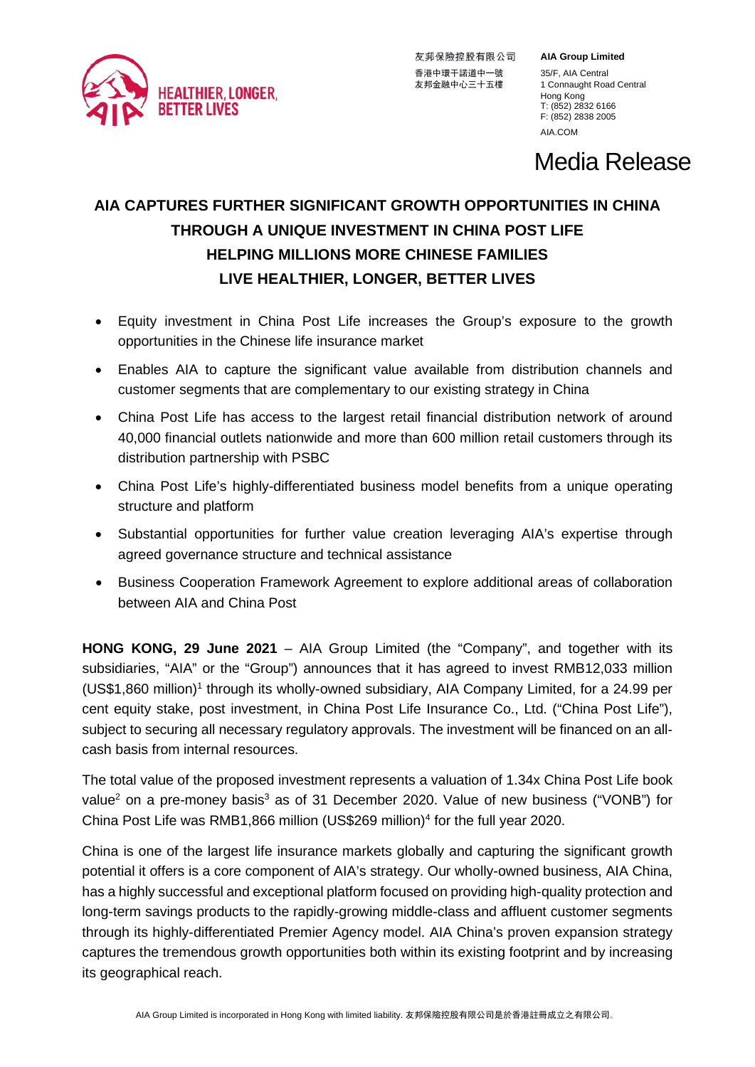友邦保險控股有限公司
香港中環干諾道中一號
友邦金融中心三十五樓

**AIA Group Limited**
35/F, AIA Central
1 Connaught Road Central
Hong Kong
T: (852) 2832 6166
F: (852) 2838 2005
AIA.COM

HEALTHIER, LONGER, BETTER LIVES

# Media Release

## AIA CAPTURES FURTHER SIGNIFICANT GROWTH OPPORTUNITIES IN CHINA THROUGH A UNIQUE INVESTMENT IN CHINA POST LIFE HELPING MILLIONS MORE CHINESE FAMILIES LIVE HEALTHIER, LONGER, BETTER LIVES

- Equity investment in China Post Life increases the Group's exposure to the growth opportunities in the Chinese life insurance market
- Enables AIA to capture the significant value available from distribution channels and customer segments that are complementary to our existing strategy in China
- China Post Life has access to the largest retail financial distribution network of around 40,000 financial outlets nationwide and more than 600 million retail customers through its distribution partnership with PSBC
- China Post Life's highly-differentiated business model benefits from a unique operating structure and platform
- Substantial opportunities for further value creation leveraging AIA's expertise through agreed governance structure and technical assistance
- Business Cooperation Framework Agreement to explore additional areas of collaboration between AIA and China Post

**HONG KONG, 29 June 2021** – AIA Group Limited (the "Company", and together with its subsidiaries, "AIA" or the "Group") announces that it has agreed to invest RMB12,033 million (US$1,860 million)[1] through its wholly-owned subsidiary, AIA Company Limited, for a 24.99 per cent equity stake, post investment, in China Post Life Insurance Co., Ltd. ("China Post Life"), subject to securing all necessary regulatory approvals. The investment will be financed on an all-cash basis from internal resources.

The total value of the proposed investment represents a valuation of 1.34x China Post Life book value[2] on a pre-money basis[3] as of 31 December 2020. Value of new business ("VONB") for China Post Life was RMB1,866 million (US$269 million)[4] for the full year 2020.

China is one of the largest life insurance markets globally and capturing the significant growth potential it offers is a core component of AIA's strategy. Our wholly-owned business, AIA China, has a highly successful and exceptional platform focused on providing high-quality protection and long-term savings products to the rapidly-growing middle-class and affluent customer segments through its highly-differentiated Premier Agency model. AIA China's proven expansion strategy captures the tremendous growth opportunities both within its existing footprint and by increasing its geographical reach.

AIA Group Limited is incorporated in Hong Kong with limited liability. 友邦保險控股有限公司是於香港註冊成立之有限公司。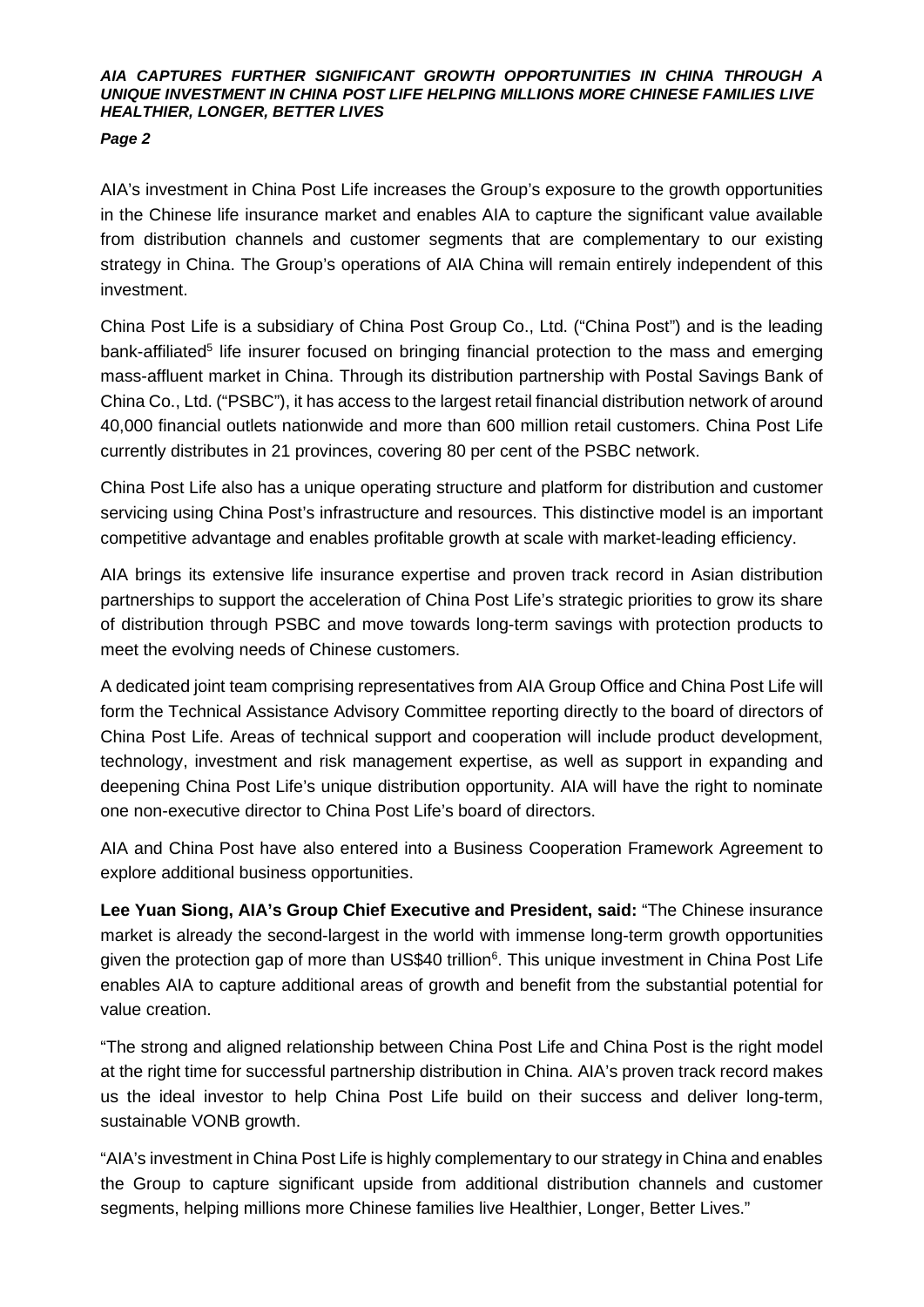AIA's investment in China Post Life increases the Group's exposure to the growth opportunities in the Chinese life insurance market and enables AIA to capture the significant value available from distribution channels and customer segments that are complementary to our existing strategy in China. The Group's operations of AIA China will remain entirely independent of this investment.

China Post Life is a subsidiary of China Post Group Co., Ltd. ("China Post") and is the leading bank-affiliated[5] life insurer focused on bringing financial protection to the mass and emerging mass-affluent market in China. Through its distribution partnership with Postal Savings Bank of China Co., Ltd. ("PSBC"), it has access to the largest retail financial distribution network of around 40,000 financial outlets nationwide and more than 600 million retail customers. China Post Life currently distributes in 21 provinces, covering 80 per cent of the PSBC network.

China Post Life also has a unique operating structure and platform for distribution and customer servicing using China Post's infrastructure and resources. This distinctive model is an important competitive advantage and enables profitable growth at scale with market-leading efficiency.

AIA brings its extensive life insurance expertise and proven track record in Asian distribution partnerships to support the acceleration of China Post Life's strategic priorities to grow its share of distribution through PSBC and move towards long-term savings with protection products to meet the evolving needs of Chinese customers.

A dedicated joint team comprising representatives from AIA Group Office and China Post Life will form the Technical Assistance Advisory Committee reporting directly to the board of directors of China Post Life. Areas of technical support and cooperation will include product development, technology, investment and risk management expertise, as well as support in expanding and deepening China Post Life's unique distribution opportunity. AIA will have the right to nominate one non-executive director to China Post Life's board of directors.

AIA and China Post have also entered into a Business Cooperation Framework Agreement to explore additional business opportunities.

**Lee Yuan Siong, AIA's Group Chief Executive and President, said:** "The Chinese insurance market is already the second-largest in the world with immense long-term growth opportunities given the protection gap of more than US$40 trillion[6]. This unique investment in China Post Life enables AIA to capture additional areas of growth and benefit from the substantial potential for value creation.

"The strong and aligned relationship between China Post Life and China Post is the right model at the right time for successful partnership distribution in China. AIA's proven track record makes us the ideal investor to help China Post Life build on their success and deliver long-term, sustainable VONB growth.

"AIA's investment in China Post Life is highly complementary to our strategy in China and enables the Group to capture significant upside from additional distribution channels and customer segments, helping millions more Chinese families live Healthier, Longer, Better Lives."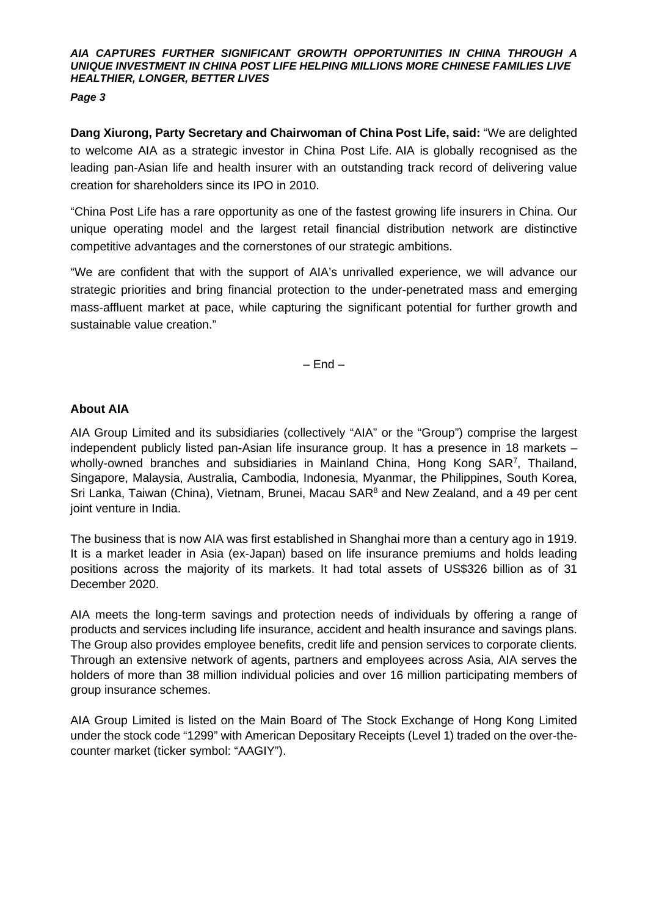**Dang Xiurong, Party Secretary and Chairwoman of China Post Life, said:** "We are delighted to welcome AIA as a strategic investor in China Post Life. AIA is globally recognised as the leading pan-Asian life and health insurer with an outstanding track record of delivering value creation for shareholders since its IPO in 2010.

"China Post Life has a rare opportunity as one of the fastest growing life insurers in China. Our unique operating model and the largest retail financial distribution network are distinctive competitive advantages and the cornerstones of our strategic ambitions.

"We are confident that with the support of AIA's unrivalled experience, we will advance our strategic priorities and bring financial protection to the under-penetrated mass and emerging mass-affluent market at pace, while capturing the significant potential for further growth and sustainable value creation."

– End –

**About AIA**

AIA Group Limited and its subsidiaries (collectively "AIA" or the "Group") comprise the largest independent publicly listed pan-Asian life insurance group. It has a presence in 18 markets – wholly-owned branches and subsidiaries in Mainland China, Hong Kong SAR[7], Thailand, Singapore, Malaysia, Australia, Cambodia, Indonesia, Myanmar, the Philippines, South Korea, Sri Lanka, Taiwan (China), Vietnam, Brunei, Macau SAR[8] and New Zealand, and a 49 per cent joint venture in India.

The business that is now AIA was first established in Shanghai more than a century ago in 1919. It is a market leader in Asia (ex-Japan) based on life insurance premiums and holds leading positions across the majority of its markets. It had total assets of US$326 billion as of 31 December 2020.

AIA meets the long-term savings and protection needs of individuals by offering a range of products and services including life insurance, accident and health insurance and savings plans. The Group also provides employee benefits, credit life and pension services to corporate clients. Through an extensive network of agents, partners and employees across Asia, AIA serves the holders of more than 38 million individual policies and over 16 million participating members of group insurance schemes.

AIA Group Limited is listed on the Main Board of The Stock Exchange of Hong Kong Limited under the stock code "1299" with American Depositary Receipts (Level 1) traded on the over-the-counter market (ticker symbol: "AAGIY").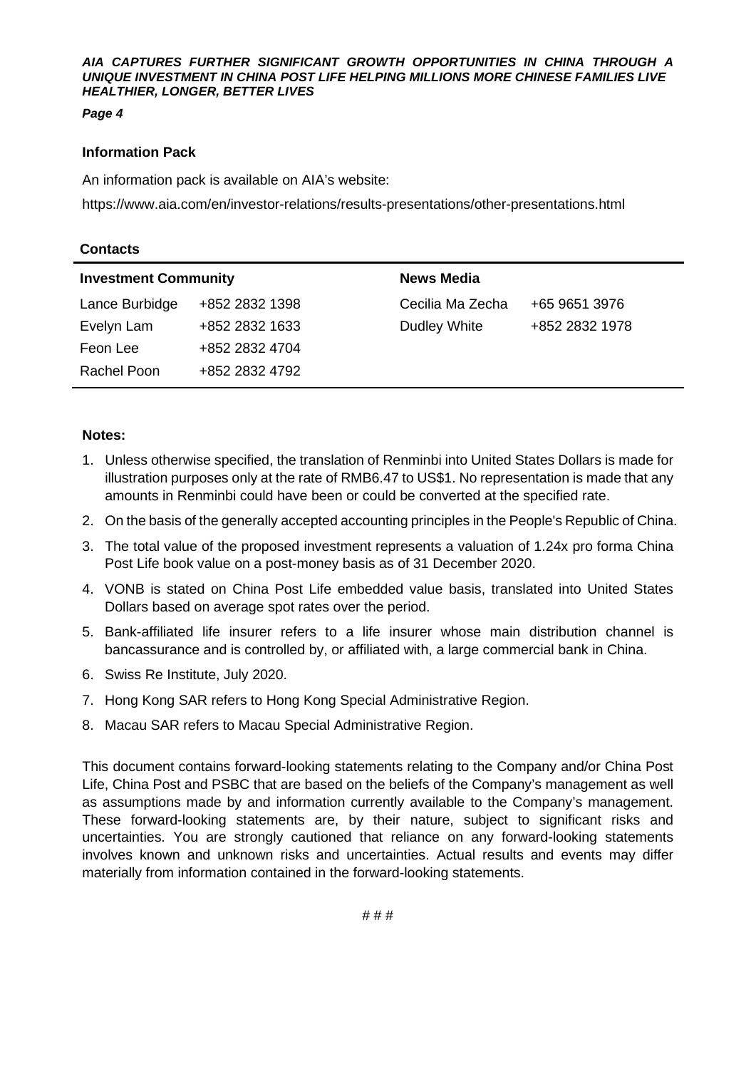### Information Pack

An information pack is available on AIA's website:

https://www.aia.com/en/investor-relations/results-presentations/other-presentations.html

### Contacts

| Investment Community | | News Media | |
|---|---|---|---|
| Lance Burbidge | +852 2832 1398 | Cecilia Ma Zecha | +65 9651 3976 |
| Evelyn Lam | +852 2832 1633 | Dudley White | +852 2832 1978 |
| Feon Lee | +852 2832 4704 | | |
| Rachel Poon | +852 2832 4792 | | |

**Notes:**

1. Unless otherwise specified, the translation of Renminbi into United States Dollars is made for illustration purposes only at the rate of RMB6.47 to US$1. No representation is made that any amounts in Renminbi could have been or could be converted at the specified rate.
2. On the basis of the generally accepted accounting principles in the People's Republic of China.
3. The total value of the proposed investment represents a valuation of 1.24x pro forma China Post Life book value on a post-money basis as of 31 December 2020.
4. VONB is stated on China Post Life embedded value basis, translated into United States Dollars based on average spot rates over the period.
5. Bank-affiliated life insurer refers to a life insurer whose main distribution channel is bancassurance and is controlled by, or affiliated with, a large commercial bank in China.
6. Swiss Re Institute, July 2020.
7. Hong Kong SAR refers to Hong Kong Special Administrative Region.
8. Macau SAR refers to Macau Special Administrative Region.

This document contains forward-looking statements relating to the Company and/or China Post Life, China Post and PSBC that are based on the beliefs of the Company's management as well as assumptions made by and information currently available to the Company's management. These forward-looking statements are, by their nature, subject to significant risks and uncertainties. You are strongly cautioned that reliance on any forward-looking statements involves known and unknown risks and uncertainties. Actual results and events may differ materially from information contained in the forward-looking statements.

# # #